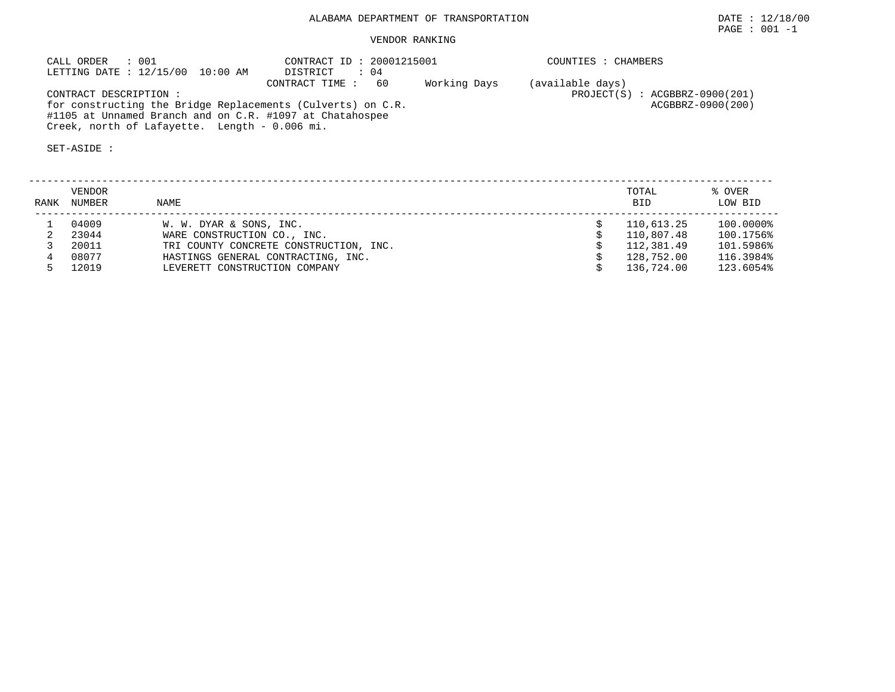ALABAMA DEPARTMENT OF TRANSPORTATION

DATE : 12/18/00

PAGE : 001 -1

VENDOR RANKING

CALL ORDER : 001
LETTING DATE : 12/15/00 10:00 AM

CONTRACT ID : 20001215001
DISTRICT : 04
CONTRACT TIME : 60 Working Days (available days)

COUNTIES : CHAMBERS

PROJECT(S) : ACGBBRZ-0900(201)
ACGBBRZ-0900(200)

CONTRACT DESCRIPTION :
for constructing the Bridge Replacements (Culverts) on C.R. #1105 at Unnamed Branch and on C.R. #1097 at Chatahospee Creek, north of Lafayette. Length - 0.006 mi.

SET-ASIDE :

| RANK | VENDOR NUMBER | NAME | TOTAL BID | % OVER LOW BID |
|---|---|---|---|---|
| 1 | 04009 | W. W. DYAR & SONS, INC. | $ 110,613.25 | 100.0000% |
| 2 | 23044 | WARE CONSTRUCTION CO., INC. | $ 110,807.48 | 100.1756% |
| 3 | 20011 | TRI COUNTY CONCRETE CONSTRUCTION, INC. | $ 112,381.49 | 101.5986% |
| 4 | 08077 | HASTINGS GENERAL CONTRACTING, INC. | $ 128,752.00 | 116.3984% |
| 5 | 12019 | LEVERETT CONSTRUCTION COMPANY | $ 136,724.00 | 123.6054% |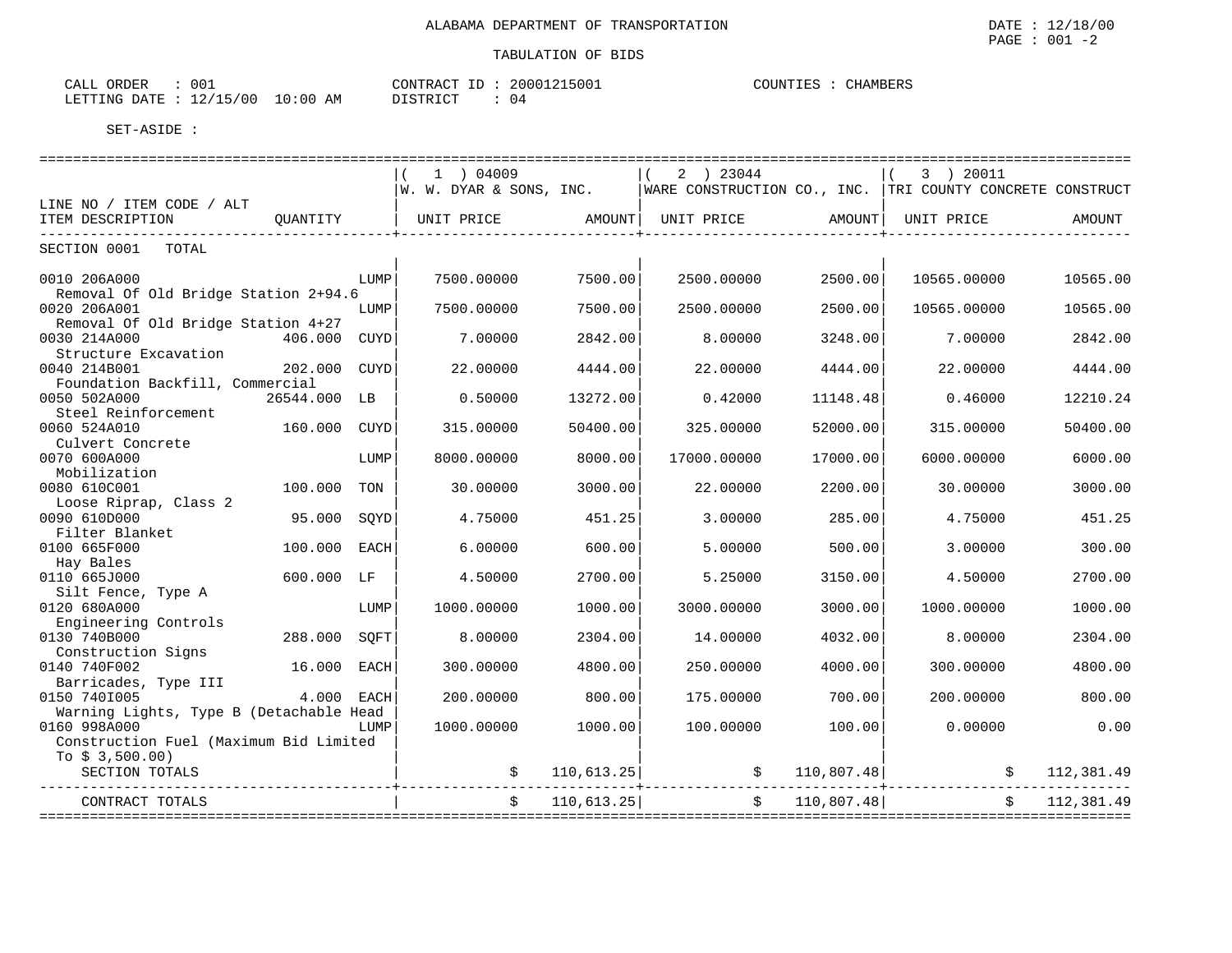ALABAMA DEPARTMENT OF TRANSPORTATION

DATE : 12/18/00

PAGE : 001 -2

TABULATION OF BIDS

CALL ORDER : 001 &nbsp;&nbsp;&nbsp; CONTRACT ID : 20001215001 &nbsp;&nbsp;&nbsp; COUNTIES : CHAMBERS

LETTING DATE : 12/15/00 10:00 AM &nbsp;&nbsp;&nbsp; DISTRICT : 04

SET-ASIDE :

| LINE NO / ITEM CODE / ALT ITEM DESCRIPTION | QUANTITY | UNIT | ( 1 ) 04009 W. W. DYAR & SONS, INC. UNIT PRICE | AMOUNT | ( 2 ) 23044 WARE CONSTRUCTION CO., INC. UNIT PRICE | AMOUNT | ( 3 ) 20011 TRI COUNTY CONCRETE CONSTRUCT UNIT PRICE | AMOUNT |
|---|---|---|---|---|---|---|---|---|
| SECTION 0001 TOTAL | | | | | | | | |
| 0010 206A000 Removal Of Old Bridge Station 2+94.6 | | LUMP | 7500.00000 | 7500.00 | 2500.00000 | 2500.00 | 10565.00000 | 10565.00 |
| 0020 206A001 Removal Of Old Bridge Station 4+27 | | LUMP | 7500.00000 | 7500.00 | 2500.00000 | 2500.00 | 10565.00000 | 10565.00 |
| 0030 214A000 Structure Excavation | 406.000 | CUYD | 7.00000 | 2842.00 | 8.00000 | 3248.00 | 7.00000 | 2842.00 |
| 0040 214B001 Foundation Backfill, Commercial | 202.000 | CUYD | 22.00000 | 4444.00 | 22.00000 | 4444.00 | 22.00000 | 4444.00 |
| 0050 502A000 Steel Reinforcement | 26544.000 | LB | 0.50000 | 13272.00 | 0.42000 | 11148.48 | 0.46000 | 12210.24 |
| 0060 524A010 Culvert Concrete | 160.000 | CUYD | 315.00000 | 50400.00 | 325.00000 | 52000.00 | 315.00000 | 50400.00 |
| 0070 600A000 Mobilization | | LUMP | 8000.00000 | 8000.00 | 17000.00000 | 17000.00 | 6000.00000 | 6000.00 |
| 0080 610C001 Loose Riprap, Class 2 | 100.000 | TON | 30.00000 | 3000.00 | 22.00000 | 2200.00 | 30.00000 | 3000.00 |
| 0090 610D000 Filter Blanket | 95.000 | SQYD | 4.75000 | 451.25 | 3.00000 | 285.00 | 4.75000 | 451.25 |
| 0100 665F000 Hay Bales | 100.000 | EACH | 6.00000 | 600.00 | 5.00000 | 500.00 | 3.00000 | 300.00 |
| 0110 665J000 Silt Fence, Type A | 600.000 | LF | 4.50000 | 2700.00 | 5.25000 | 3150.00 | 4.50000 | 2700.00 |
| 0120 680A000 Engineering Controls | | LUMP | 1000.00000 | 1000.00 | 3000.00000 | 3000.00 | 1000.00000 | 1000.00 |
| 0130 740B000 Construction Signs | 288.000 | SQFT | 8.00000 | 2304.00 | 14.00000 | 4032.00 | 8.00000 | 2304.00 |
| 0140 740F002 Barricades, Type III | 16.000 | EACH | 300.00000 | 4800.00 | 250.00000 | 4000.00 | 300.00000 | 4800.00 |
| 0150 740I005 Warning Lights, Type B (Detachable Head | 4.000 | EACH | 200.00000 | 800.00 | 175.00000 | 700.00 | 200.00000 | 800.00 |
| 0160 998A000 Construction Fuel (Maximum Bid Limited To $ 3,500.00) | | LUMP | 1000.00000 | 1000.00 | 100.00000 | 100.00 | 0.00000 | 0.00 |
| SECTION TOTALS | | | $ | 110,613.25 | $ | 110,807.48 | $ | 112,381.49 |
| CONTRACT TOTALS | | | $ | 110,613.25 | $ | 110,807.48 | $ | 112,381.49 |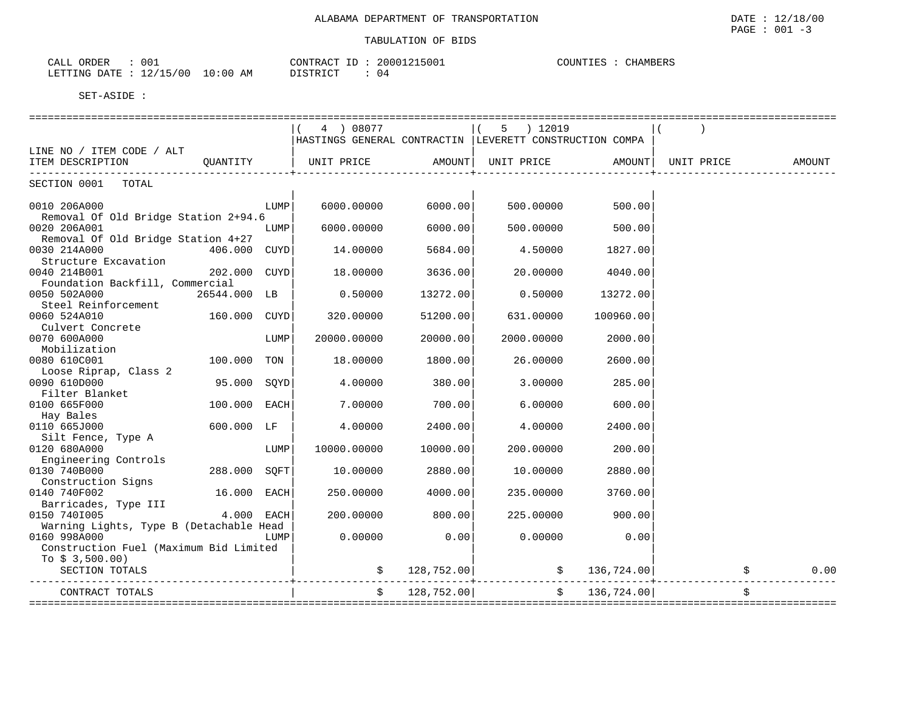ALABAMA DEPARTMENT OF TRANSPORTATION

TABULATION OF BIDS

CALL ORDER : 001    CONTRACT ID : 20001215001    COUNTIES : CHAMBERS
LETTING DATE : 12/15/00 10:00 AM    DISTRICT : 04

SET-ASIDE :

| LINE NO / ITEM CODE / ALT ITEM DESCRIPTION | QUANTITY | UNIT | ( 4 ) 08077 HASTINGS GENERAL CONTRACTIN UNIT PRICE | AMOUNT | ( 5 ) 12019 LEVERETT CONSTRUCTION COMPA UNIT PRICE | AMOUNT | ( ) UNIT PRICE | AMOUNT |
|---|---|---|---|---|---|---|---|---|
| SECTION 0001 TOTAL | | | | | | | | |
| 0010 206A000 Removal Of Old Bridge Station 2+94.6 | | LUMP | 6000.00000 | 6000.00 | 500.00000 | 500.00 | | |
| 0020 206A001 Removal Of Old Bridge Station 4+27 | | LUMP | 6000.00000 | 6000.00 | 500.00000 | 500.00 | | |
| 0030 214A000 Structure Excavation | 406.000 | CUYD | 14.00000 | 5684.00 | 4.50000 | 1827.00 | | |
| 0040 214B001 Foundation Backfill, Commercial | 202.000 | CUYD | 18.00000 | 3636.00 | 20.00000 | 4040.00 | | |
| 0050 502A000 Steel Reinforcement | 26544.000 | LB | 0.50000 | 13272.00 | 0.50000 | 13272.00 | | |
| 0060 524A010 Culvert Concrete | 160.000 | CUYD | 320.00000 | 51200.00 | 631.00000 | 100960.00 | | |
| 0070 600A000 Mobilization | | LUMP | 20000.00000 | 20000.00 | 2000.00000 | 2000.00 | | |
| 0080 610C001 Loose Riprap, Class 2 | 100.000 | TON | 18.00000 | 1800.00 | 26.00000 | 2600.00 | | |
| 0090 610D000 Filter Blanket | 95.000 | SQYD | 4.00000 | 380.00 | 3.00000 | 285.00 | | |
| 0100 665F000 Hay Bales | 100.000 | EACH | 7.00000 | 700.00 | 6.00000 | 600.00 | | |
| 0110 665J000 Silt Fence, Type A | 600.000 | LF | 4.00000 | 2400.00 | 4.00000 | 2400.00 | | |
| 0120 680A000 Engineering Controls | | LUMP | 10000.00000 | 10000.00 | 200.00000 | 200.00 | | |
| 0130 740B000 Construction Signs | 288.000 | SQFT | 10.00000 | 2880.00 | 10.00000 | 2880.00 | | |
| 0140 740F002 Barricades, Type III | 16.000 | EACH | 250.00000 | 4000.00 | 235.00000 | 3760.00 | | |
| 0150 740I005 Warning Lights, Type B (Detachable Head | 4.000 | EACH | 200.00000 | 800.00 | 225.00000 | 900.00 | | |
| 0160 998A000 Construction Fuel (Maximum Bid Limited To $ 3,500.00) | | LUMP | 0.00000 | 0.00 | 0.00000 | 0.00 | | |
| SECTION TOTALS | | | | $ 128,752.00 | | $ 136,724.00 | | $ 0.00 |
| CONTRACT TOTALS | | | | $ 128,752.00 | | $ 136,724.00 | | $ |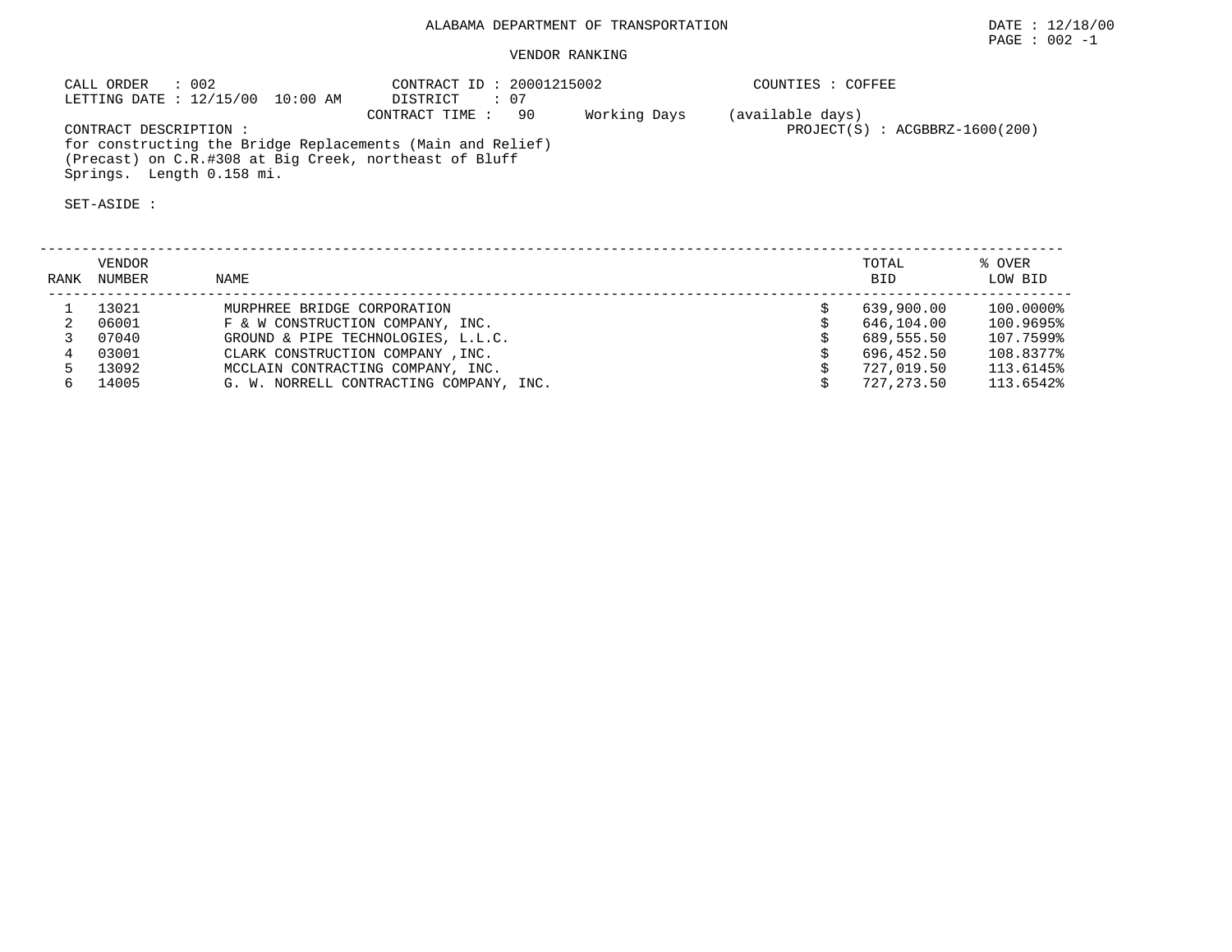ALABAMA DEPARTMENT OF TRANSPORTATION

DATE : 12/18/00

PAGE : 002 -1

VENDOR RANKING

CALL ORDER : 002
LETTING DATE : 12/15/00 10:00 AM

CONTRACT ID : 20001215002
DISTRICT : 07
CONTRACT TIME : 90 Working Days (available days)

COUNTIES : COFFEE

PROJECT(S) : ACGBBRZ-1600(200)

CONTRACT DESCRIPTION :
for constructing the Bridge Replacements (Main and Relief) (Precast) on C.R.#308 at Big Creek, northeast of Bluff Springs. Length 0.158 mi.

SET-ASIDE :

| RANK | VENDOR NUMBER | NAME | TOTAL BID | % OVER LOW BID |
|---|---|---|---|---|
| 1 | 13021 | MURPHREE BRIDGE CORPORATION | $ 639,900.00 | 100.0000% |
| 2 | 06001 | F & W CONSTRUCTION COMPANY, INC. | $ 646,104.00 | 100.9695% |
| 3 | 07040 | GROUND & PIPE TECHNOLOGIES, L.L.C. | $ 689,555.50 | 107.7599% |
| 4 | 03001 | CLARK CONSTRUCTION COMPANY ,INC. | $ 696,452.50 | 108.8377% |
| 5 | 13092 | MCCLAIN CONTRACTING COMPANY, INC. | $ 727,019.50 | 113.6145% |
| 6 | 14005 | G. W. NORRELL CONTRACTING COMPANY, INC. | $ 727,273.50 | 113.6542% |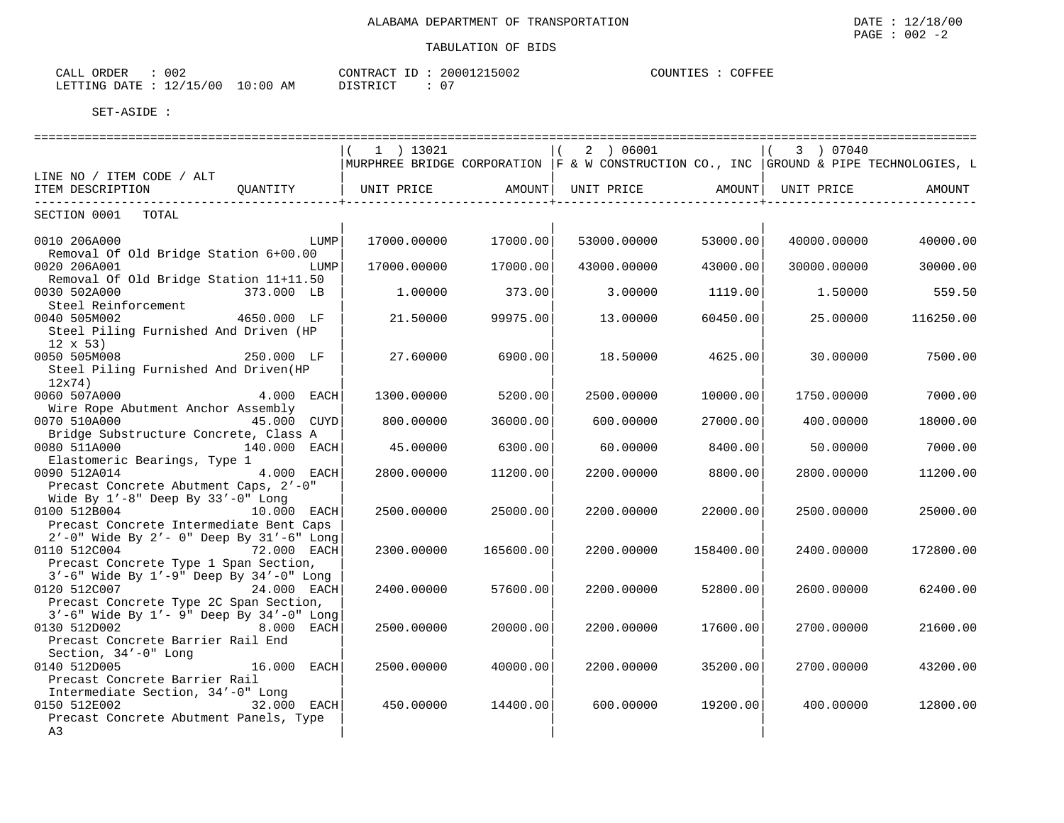ALABAMA DEPARTMENT OF TRANSPORTATION

DATE : 12/18/00

PAGE : 002 -2

TABULATION OF BIDS

CALL ORDER : 002 CONTRACT ID : 20001215002 COUNTIES : COFFEE
LETTING DATE : 12/15/00 10:00 AM DISTRICT : 07

SET-ASIDE :

| LINE NO / ITEM CODE / ALT<br>ITEM DESCRIPTION | QUANTITY | ( 1 ) 13021<br>MURPHREE BRIDGE CORPORATION<br>UNIT PRICE | AMOUNT | ( 2 ) 06001<br>F & W CONSTRUCTION CO., INC<br>UNIT PRICE | AMOUNT | ( 3 ) 07040<br>GROUND & PIPE TECHNOLOGIES, L<br>UNIT PRICE | AMOUNT |
|---|---|---|---|---|---|---|---|
| SECTION 0001 TOTAL | | | | | | | |
| 0010 206A000<br>Removal Of Old Bridge Station 6+00.00 | LUMP | 17000.00000 | 17000.00 | 53000.00000 | 53000.00 | 40000.00000 | 40000.00 |
| 0020 206A001<br>Removal Of Old Bridge Station 11+11.50 | LUMP | 17000.00000 | 17000.00 | 43000.00000 | 43000.00 | 30000.00000 | 30000.00 |
| 0030 502A000<br>Steel Reinforcement | 373.000 LB | 1.00000 | 373.00 | 3.00000 | 1119.00 | 1.50000 | 559.50 |
| 0040 505M002<br>Steel Piling Furnished And Driven (HP 12 x 53) | 4650.000 LF | 21.50000 | 99975.00 | 13.00000 | 60450.00 | 25.00000 | 116250.00 |
| 0050 505M008<br>Steel Piling Furnished And Driven(HP 12x74) | 250.000 LF | 27.60000 | 6900.00 | 18.50000 | 4625.00 | 30.00000 | 7500.00 |
| 0060 507A000<br>Wire Rope Abutment Anchor Assembly | 4.000 EACH | 1300.00000 | 5200.00 | 2500.00000 | 10000.00 | 1750.00000 | 7000.00 |
| 0070 510A000<br>Bridge Substructure Concrete, Class A | 45.000 CUYD | 800.00000 | 36000.00 | 600.00000 | 27000.00 | 400.00000 | 18000.00 |
| 0080 511A000<br>Elastomeric Bearings, Type 1 | 140.000 EACH | 45.00000 | 6300.00 | 60.00000 | 8400.00 | 50.00000 | 7000.00 |
| 0090 512A014<br>Precast Concrete Abutment Caps, 2'-0" Wide By 1'-8" Deep By 33'-0" Long | 4.000 EACH | 2800.00000 | 11200.00 | 2200.00000 | 8800.00 | 2800.00000 | 11200.00 |
| 0100 512B004<br>Precast Concrete Intermediate Bent Caps 2'-0" Wide By 2'- 0" Deep By 31'-6" Long | 10.000 EACH | 2500.00000 | 25000.00 | 2200.00000 | 22000.00 | 2500.00000 | 25000.00 |
| 0110 512C004<br>Precast Concrete Type 1 Span Section, 3'-6" Wide By 1'-9" Deep By 34'-0" Long | 72.000 EACH | 2300.00000 | 165600.00 | 2200.00000 | 158400.00 | 2400.00000 | 172800.00 |
| 0120 512C007<br>Precast Concrete Type 2C Span Section, 3'-6" Wide By 1'- 9" Deep By 34'-0" Long | 24.000 EACH | 2400.00000 | 57600.00 | 2200.00000 | 52800.00 | 2600.00000 | 62400.00 |
| 0130 512D002<br>Precast Concrete Barrier Rail End Section, 34'-0" Long | 8.000 EACH | 2500.00000 | 20000.00 | 2200.00000 | 17600.00 | 2700.00000 | 21600.00 |
| 0140 512D005<br>Precast Concrete Barrier Rail Intermediate Section, 34'-0" Long | 16.000 EACH | 2500.00000 | 40000.00 | 2200.00000 | 35200.00 | 2700.00000 | 43200.00 |
| 0150 512E002<br>Precast Concrete Abutment Panels, Type A3 | 32.000 EACH | 450.00000 | 14400.00 | 600.00000 | 19200.00 | 400.00000 | 12800.00 |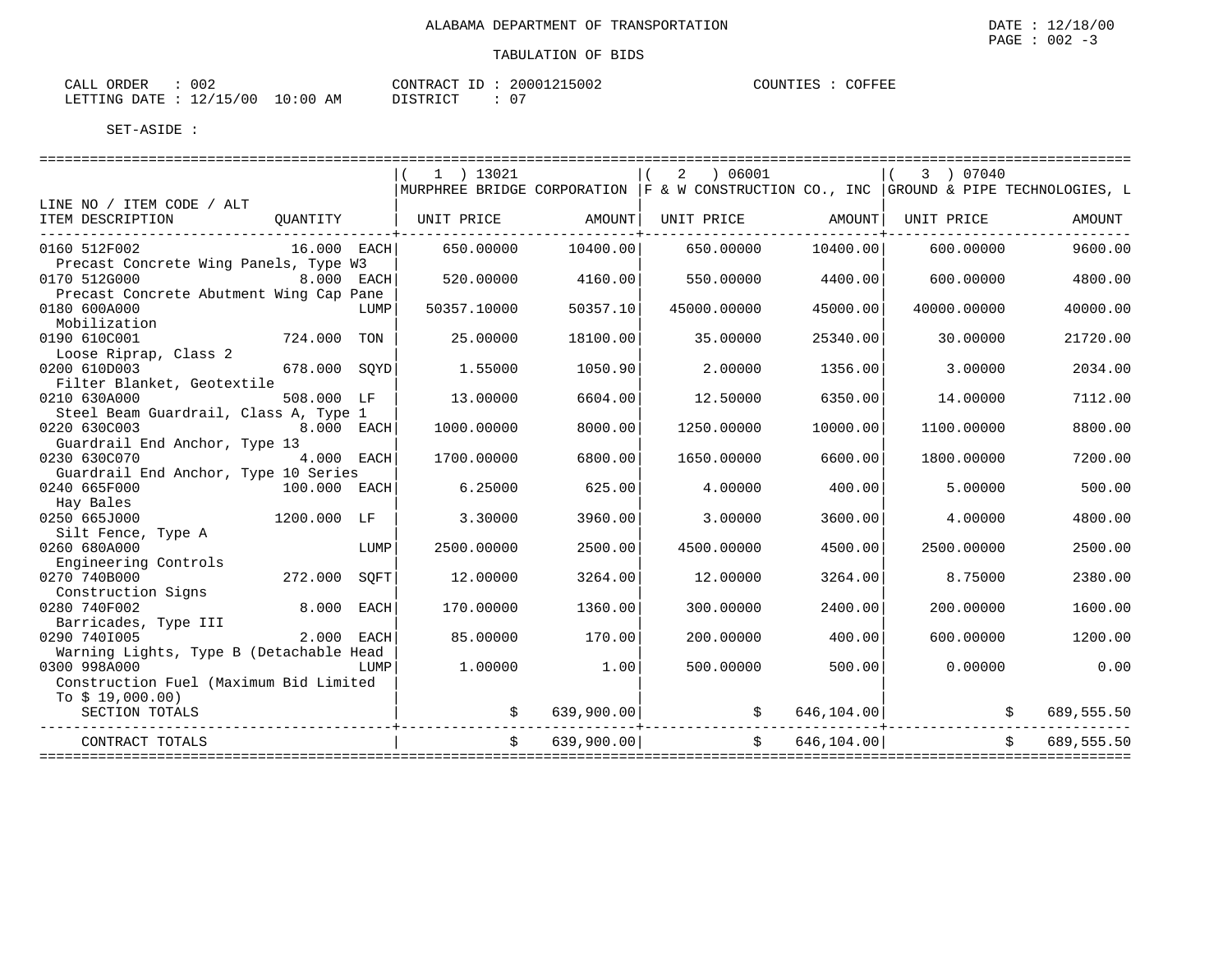ALABAMA DEPARTMENT OF TRANSPORTATION

DATE : 12/18/00
PAGE : 002 -3

TABULATION OF BIDS

CALL ORDER : 002
LETTING DATE : 12/15/00 10:00 AM

CONTRACT ID : 20001215002
DISTRICT : 07

COUNTIES : COFFEE

SET-ASIDE :

| LINE NO / ITEM CODE / ALT<br>ITEM DESCRIPTION | QUANTITY | ( 1 ) 13021<br>MURPHREE BRIDGE CORPORATION<br>UNIT PRICE | AMOUNT | ( 2 ) 06001<br>F & W CONSTRUCTION CO., INC<br>UNIT PRICE | AMOUNT | ( 3 ) 07040<br>GROUND & PIPE TECHNOLOGIES, L<br>UNIT PRICE | AMOUNT |
|---|---|---|---|---|---|---|---|
| 0160 512F002<br>Precast Concrete Wing Panels, Type W3 | 16.000 EACH | 650.00000 | 10400.00 | 650.00000 | 10400.00 | 600.00000 | 9600.00 |
| 0170 512G000<br>Precast Concrete Abutment Wing Cap Pane | 8.000 EACH | 520.00000 | 4160.00 | 550.00000 | 4400.00 | 600.00000 | 4800.00 |
| 0180 600A000<br>Mobilization | LUMP | 50357.10000 | 50357.10 | 45000.00000 | 45000.00 | 40000.00000 | 40000.00 |
| 0190 610C001<br>Loose Riprap, Class 2 | 724.000 TON | 25.00000 | 18100.00 | 35.00000 | 25340.00 | 30.00000 | 21720.00 |
| 0200 610D003<br>Filter Blanket, Geotextile | 678.000 SQYD | 1.55000 | 1050.90 | 2.00000 | 1356.00 | 3.00000 | 2034.00 |
| 0210 630A000<br>Steel Beam Guardrail, Class A, Type 1 | 508.000 LF | 13.00000 | 6604.00 | 12.50000 | 6350.00 | 14.00000 | 7112.00 |
| 0220 630C003<br>Guardrail End Anchor, Type 13 | 8.000 EACH | 1000.00000 | 8000.00 | 1250.00000 | 10000.00 | 1100.00000 | 8800.00 |
| 0230 630C070<br>Guardrail End Anchor, Type 10 Series | 4.000 EACH | 1700.00000 | 6800.00 | 1650.00000 | 6600.00 | 1800.00000 | 7200.00 |
| 0240 665F000<br>Hay Bales | 100.000 EACH | 6.25000 | 625.00 | 4.00000 | 400.00 | 5.00000 | 500.00 |
| 0250 665J000<br>Silt Fence, Type A | 1200.000 LF | 3.30000 | 3960.00 | 3.00000 | 3600.00 | 4.00000 | 4800.00 |
| 0260 680A000<br>Engineering Controls | LUMP | 2500.00000 | 2500.00 | 4500.00000 | 4500.00 | 2500.00000 | 2500.00 |
| 0270 740B000<br>Construction Signs | 272.000 SQFT | 12.00000 | 3264.00 | 12.00000 | 3264.00 | 8.75000 | 2380.00 |
| 0280 740F002<br>Barricades, Type III | 8.000 EACH | 170.00000 | 1360.00 | 300.00000 | 2400.00 | 200.00000 | 1600.00 |
| 0290 740I005<br>Warning Lights, Type B (Detachable Head | 2.000 EACH | 85.00000 | 170.00 | 200.00000 | 400.00 | 600.00000 | 1200.00 |
| 0300 998A000<br>Construction Fuel (Maximum Bid Limited To $ 19,000.00) | LUMP | 1.00000 | 1.00 | 500.00000 | 500.00 | 0.00000 | 0.00 |
| SECTION TOTALS | | $ | 639,900.00 | $ | 646,104.00 | $ | 689,555.50 |
| CONTRACT TOTALS | | $ | 639,900.00 | $ | 646,104.00 | $ | 689,555.50 |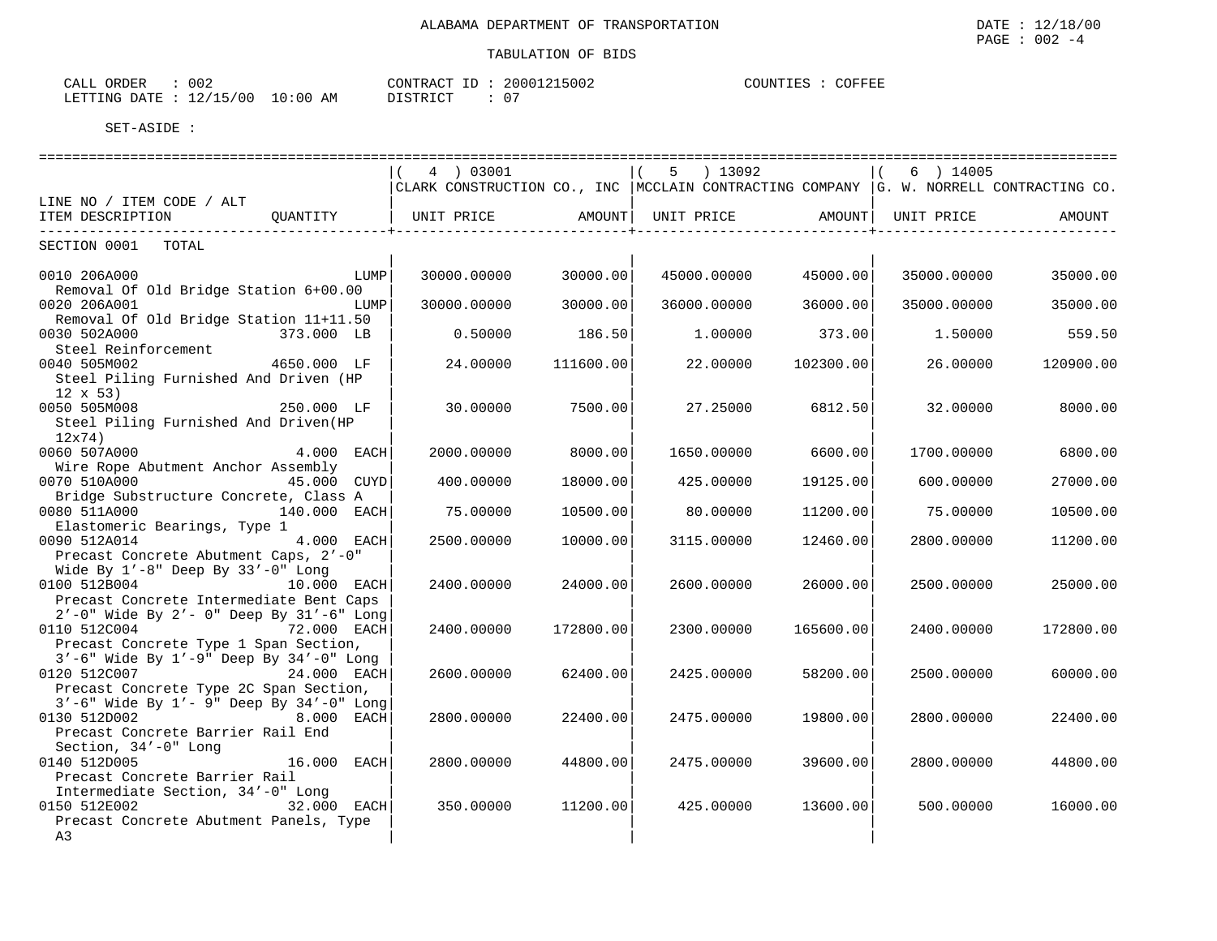ALABAMA DEPARTMENT OF TRANSPORTATION

DATE : 12/18/00
PAGE : 002 -4

TABULATION OF BIDS

CALL ORDER : 002
LETTING DATE : 12/15/00 10:00 AM

CONTRACT ID : 20001215002
DISTRICT : 07

COUNTIES : COFFEE

SET-ASIDE :

| LINE NO / ITEM CODE / ALT / ITEM DESCRIPTION | QUANTITY | ( 4 ) 03001 CLARK CONSTRUCTION CO., INC UNIT PRICE | AMOUNT | ( 5 ) 13092 MCCLAIN CONTRACTING COMPANY UNIT PRICE | AMOUNT | ( 6 ) 14005 G. W. NORRELL CONTRACTING CO. UNIT PRICE | AMOUNT |
|---|---|---|---|---|---|---|---|
| SECTION 0001 TOTAL | | | | | | | |
| 0010 206A000 Removal Of Old Bridge Station 6+00.00 | LUMP | 30000.00000 | 30000.00 | 45000.00000 | 45000.00 | 35000.00000 | 35000.00 |
| 0020 206A001 Removal Of Old Bridge Station 11+11.50 | LUMP | 30000.00000 | 30000.00 | 36000.00000 | 36000.00 | 35000.00000 | 35000.00 |
| 0030 502A000 Steel Reinforcement | 373.000 LB | 0.50000 | 186.50 | 1.00000 | 373.00 | 1.50000 | 559.50 |
| 0040 505M002 Steel Piling Furnished And Driven (HP 12 x 53) | 4650.000 LF | 24.00000 | 111600.00 | 22.00000 | 102300.00 | 26.00000 | 120900.00 |
| 0050 505M008 Steel Piling Furnished And Driven(HP 12x74) | 250.000 LF | 30.00000 | 7500.00 | 27.25000 | 6812.50 | 32.00000 | 8000.00 |
| 0060 507A000 Wire Rope Abutment Anchor Assembly | 4.000 EACH | 2000.00000 | 8000.00 | 1650.00000 | 6600.00 | 1700.00000 | 6800.00 |
| 0070 510A000 Bridge Substructure Concrete, Class A | 45.000 CUYD | 400.00000 | 18000.00 | 425.00000 | 19125.00 | 600.00000 | 27000.00 |
| 0080 511A000 Elastomeric Bearings, Type 1 | 140.000 EACH | 75.00000 | 10500.00 | 80.00000 | 11200.00 | 75.00000 | 10500.00 |
| 0090 512A014 Precast Concrete Abutment Caps, 2'-0" Wide By 1'-8" Deep By 33'-0" Long | 4.000 EACH | 2500.00000 | 10000.00 | 3115.00000 | 12460.00 | 2800.00000 | 11200.00 |
| 0100 512B004 Precast Concrete Intermediate Bent Caps 2'-0" Wide By 2'- 0" Deep By 31'-6" Long | 10.000 EACH | 2400.00000 | 24000.00 | 2600.00000 | 26000.00 | 2500.00000 | 25000.00 |
| 0110 512C004 Precast Concrete Type 1 Span Section, 3'-6" Wide By 1'-9" Deep By 34'-0" Long | 72.000 EACH | 2400.00000 | 172800.00 | 2300.00000 | 165600.00 | 2400.00000 | 172800.00 |
| 0120 512C007 Precast Concrete Type 2C Span Section, 3'-6" Wide By 1'- 9" Deep By 34'-0" Long | 24.000 EACH | 2600.00000 | 62400.00 | 2425.00000 | 58200.00 | 2500.00000 | 60000.00 |
| 0130 512D002 Precast Concrete Barrier Rail End Section, 34'-0" Long | 8.000 EACH | 2800.00000 | 22400.00 | 2475.00000 | 19800.00 | 2800.00000 | 22400.00 |
| 0140 512D005 Precast Concrete Barrier Rail Intermediate Section, 34'-0" Long | 16.000 EACH | 2800.00000 | 44800.00 | 2475.00000 | 39600.00 | 2800.00000 | 44800.00 |
| 0150 512E002 Precast Concrete Abutment Panels, Type A3 | 32.000 EACH | 350.00000 | 11200.00 | 425.00000 | 13600.00 | 500.00000 | 16000.00 |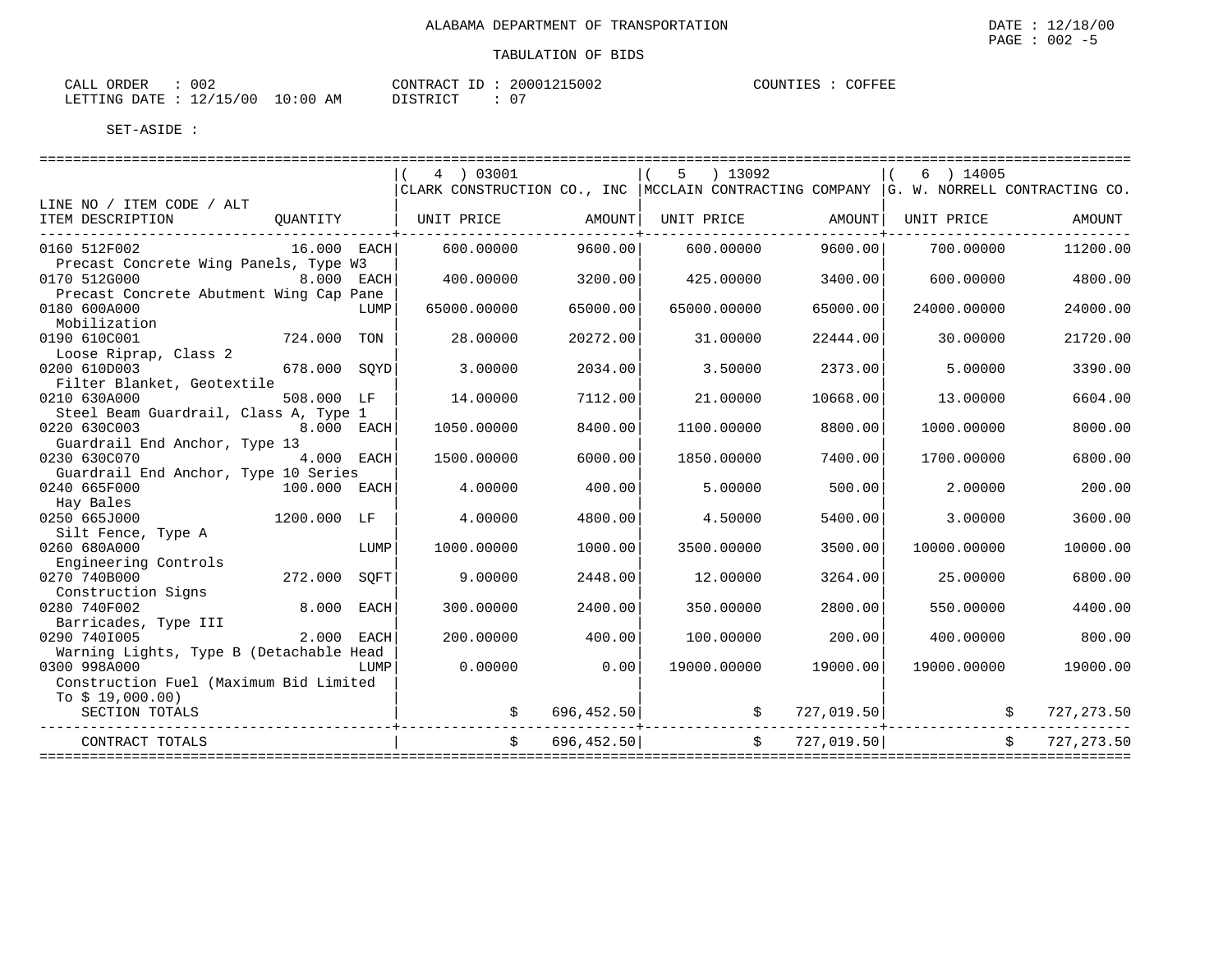ALABAMA DEPARTMENT OF TRANSPORTATION

DATE : 12/18/00
PAGE : 002 -5

TABULATION OF BIDS

CALL ORDER : 002
LETTING DATE : 12/15/00 10:00 AM

CONTRACT ID : 20001215002
DISTRICT : 07

COUNTIES : COFFEE

SET-ASIDE :

| LINE NO / ITEM CODE / ALT ITEM DESCRIPTION | QUANTITY | ( 4 ) 03001 CLARK CONSTRUCTION CO., INC UNIT PRICE | AMOUNT | ( 5 ) 13092 MCCLAIN CONTRACTING COMPANY UNIT PRICE | AMOUNT | ( 6 ) 14005 G. W. NORRELL CONTRACTING CO. UNIT PRICE | AMOUNT |
|---|---|---|---|---|---|---|---|
| 0160 512F002 Precast Concrete Wing Panels, Type W3 | 16.000 EACH | 600.00000 | 9600.00 | 600.00000 | 9600.00 | 700.00000 | 11200.00 |
| 0170 512G000 Precast Concrete Abutment Wing Cap Pane | 8.000 EACH | 400.00000 | 3200.00 | 425.00000 | 3400.00 | 600.00000 | 4800.00 |
| 0180 600A000 Mobilization | LUMP | 65000.00000 | 65000.00 | 65000.00000 | 65000.00 | 24000.00000 | 24000.00 |
| 0190 610C001 Loose Riprap, Class 2 | 724.000 TON | 28.00000 | 20272.00 | 31.00000 | 22444.00 | 30.00000 | 21720.00 |
| 0200 610D003 Filter Blanket, Geotextile | 678.000 SQYD | 3.00000 | 2034.00 | 3.50000 | 2373.00 | 5.00000 | 3390.00 |
| 0210 630A000 Steel Beam Guardrail, Class A, Type 1 | 508.000 LF | 14.00000 | 7112.00 | 21.00000 | 10668.00 | 13.00000 | 6604.00 |
| 0220 630C003 Guardrail End Anchor, Type 13 | 8.000 EACH | 1050.00000 | 8400.00 | 1100.00000 | 8800.00 | 1000.00000 | 8000.00 |
| 0230 630C070 Guardrail End Anchor, Type 10 Series | 4.000 EACH | 1500.00000 | 6000.00 | 1850.00000 | 7400.00 | 1700.00000 | 6800.00 |
| 0240 665F000 Hay Bales | 100.000 EACH | 4.00000 | 400.00 | 5.00000 | 500.00 | 2.00000 | 200.00 |
| 0250 665J000 Silt Fence, Type A | 1200.000 LF | 4.00000 | 4800.00 | 4.50000 | 5400.00 | 3.00000 | 3600.00 |
| 0260 680A000 Engineering Controls | LUMP | 1000.00000 | 1000.00 | 3500.00000 | 3500.00 | 10000.00000 | 10000.00 |
| 0270 740B000 Construction Signs | 272.000 SQFT | 9.00000 | 2448.00 | 12.00000 | 3264.00 | 25.00000 | 6800.00 |
| 0280 740F002 Barricades, Type III | 8.000 EACH | 300.00000 | 2400.00 | 350.00000 | 2800.00 | 550.00000 | 4400.00 |
| 0290 740I005 Warning Lights, Type B (Detachable Head | 2.000 EACH | 200.00000 | 400.00 | 100.00000 | 200.00 | 400.00000 | 800.00 |
| 0300 998A000 Construction Fuel (Maximum Bid Limited To $ 19,000.00) | LUMP | 0.00000 | 0.00 | 19000.00000 | 19000.00 | 19000.00000 | 19000.00 |
| SECTION TOTALS | | $ | 696,452.50 | $ | 727,019.50 | $ | 727,273.50 |
| CONTRACT TOTALS | | $ | 696,452.50 | $ | 727,019.50 | $ | 727,273.50 |